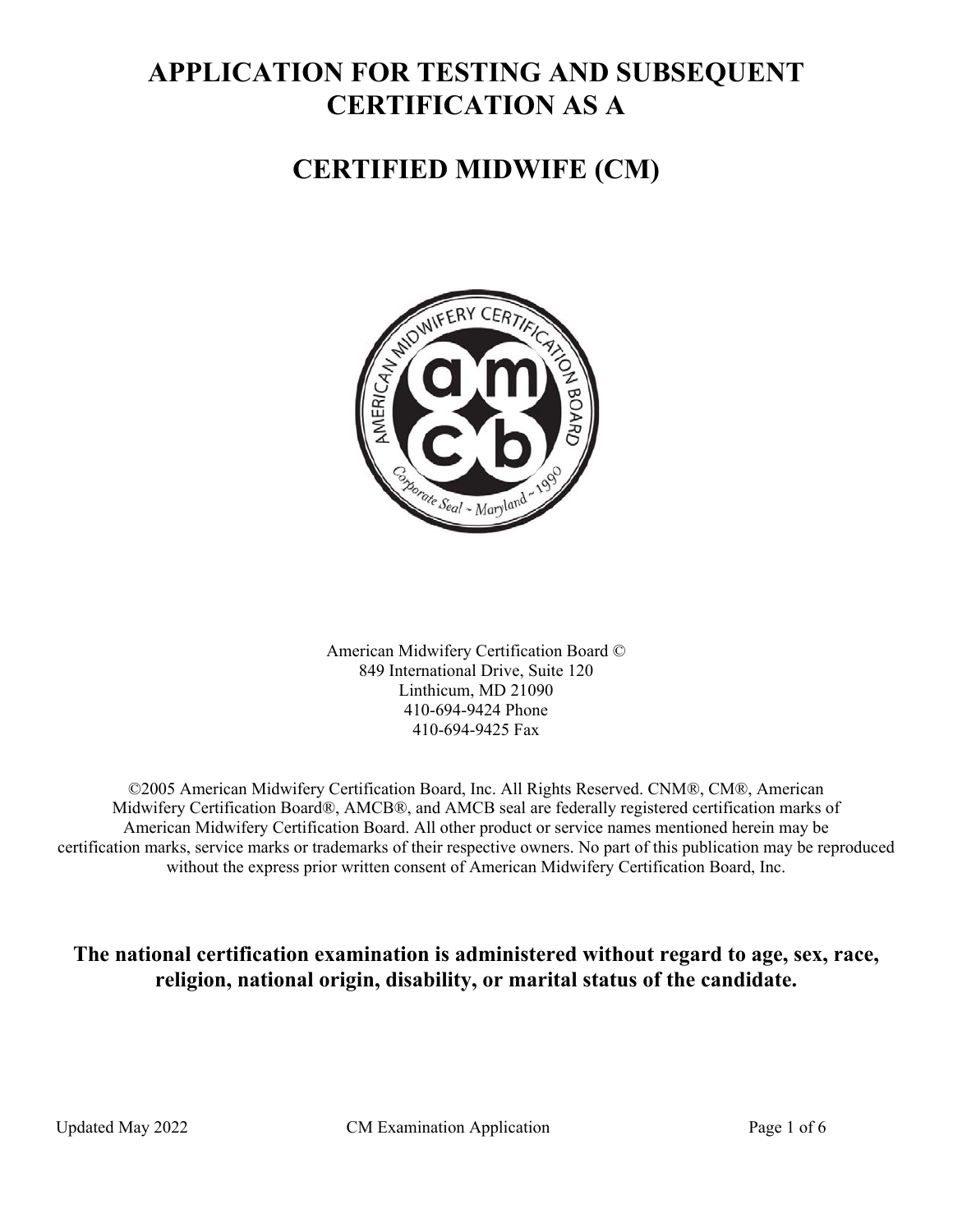# APPLICATION FOR TESTING AND SUBSEQUENT CERTIFICATION AS A

# CERTIFIED MIDWIFE (CM)

American Midwifery Certification Board ©
849 International Drive, Suite 120
Linthicum, MD 21090
410-694-9424 Phone
410-694-9425 Fax

©2005 American Midwifery Certification Board, Inc. All Rights Reserved. CNM®, CM®, American Midwifery Certification Board®, AMCB®, and AMCB seal are federally registered certification marks of American Midwifery Certification Board. All other product or service names mentioned herein may be certification marks, service marks or trademarks of their respective owners. No part of this publication may be reproduced without the express prior written consent of American Midwifery Certification Board, Inc.

**The national certification examination is administered without regard to age, sex, race, religion, national origin, disability, or marital status of the candidate.**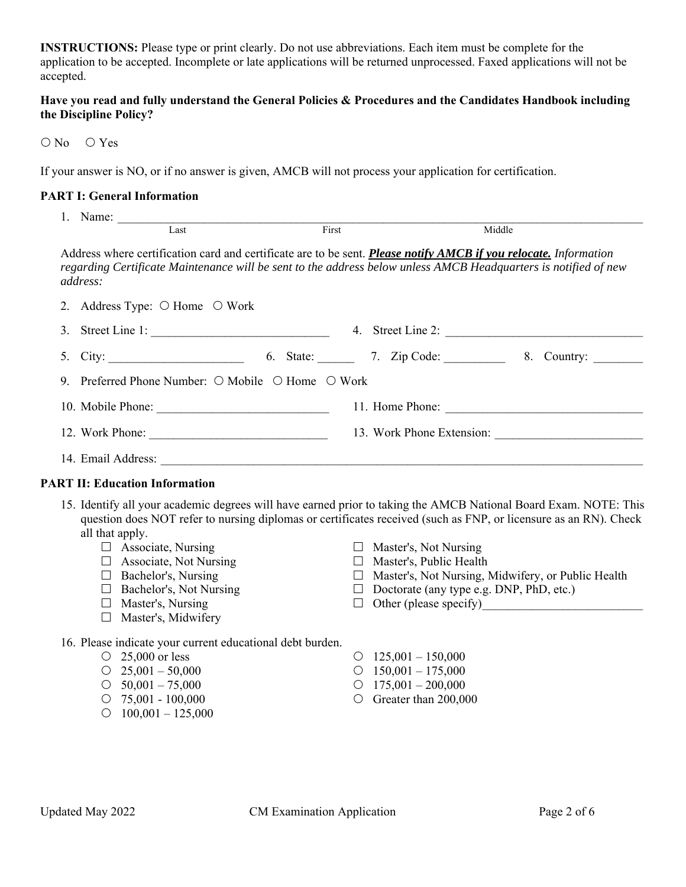**INSTRUCTIONS:** Please type or print clearly. Do not use abbreviations. Each item must be complete for the application to be accepted. Incomplete or late applications will be returned unprocessed. Faxed applications will not be accepted.

**Have you read and fully understand the General Policies & Procedures and the Candidates Handbook including the Discipline Policy?**

○ No ○ Yes

If your answer is NO, or if no answer is given, AMCB will not process your application for certification.

**PART I: General Information**

1. Name: ______________________________________________
   Last First Middle

Address where certification card and certificate are to be sent. ***Please notify AMCB if you relocate.*** *Information regarding Certificate Maintenance will be sent to the address below unless AMCB Headquarters is notified of new address:*

2. Address Type: ○ Home ○ Work
3. Street Line 1: ______________________________
4. Street Line 2: ______________________________
5. City: ______________________
6. State: ______
7. Zip Code: __________
8. Country: ________
9. Preferred Phone Number: ○ Mobile ○ Home ○ Work
10. Mobile Phone: ____________________________
11. Home Phone: ________________________________
12. Work Phone: _____________________________
13. Work Phone Extension: ________________________
14. Email Address: ______________________________________________

**PART II: Education Information**

15. Identify all your academic degrees will have earned prior to taking the AMCB National Board Exam. NOTE: This question does NOT refer to nursing diplomas or certificates received (such as FNP, or licensure as an RN). Check all that apply.
    - ☐ Associate, Nursing
    - ☐ Associate, Not Nursing
    - ☐ Bachelor's, Nursing
    - ☐ Bachelor's, Not Nursing
    - ☐ Master's, Nursing
    - ☐ Master's, Midwifery
    - ☐ Master's, Not Nursing
    - ☐ Master's, Public Health
    - ☐ Master's, Not Nursing, Midwifery, or Public Health
    - ☐ Doctorate (any type e.g. DNP, PhD, etc.)
    - ☐ Other (please specify)__________________________
16. Please indicate your current educational debt burden.
    - ○ 25,000 or less
    - ○ 25,001 – 50,000
    - ○ 50,001 – 75,000
    - ○ 75,001 - 100,000
    - ○ 100,001 – 125,000
    - ○ 125,001 – 150,000
    - ○ 150,001 – 175,000
    - ○ 175,001 – 200,000
    - ○ Greater than 200,000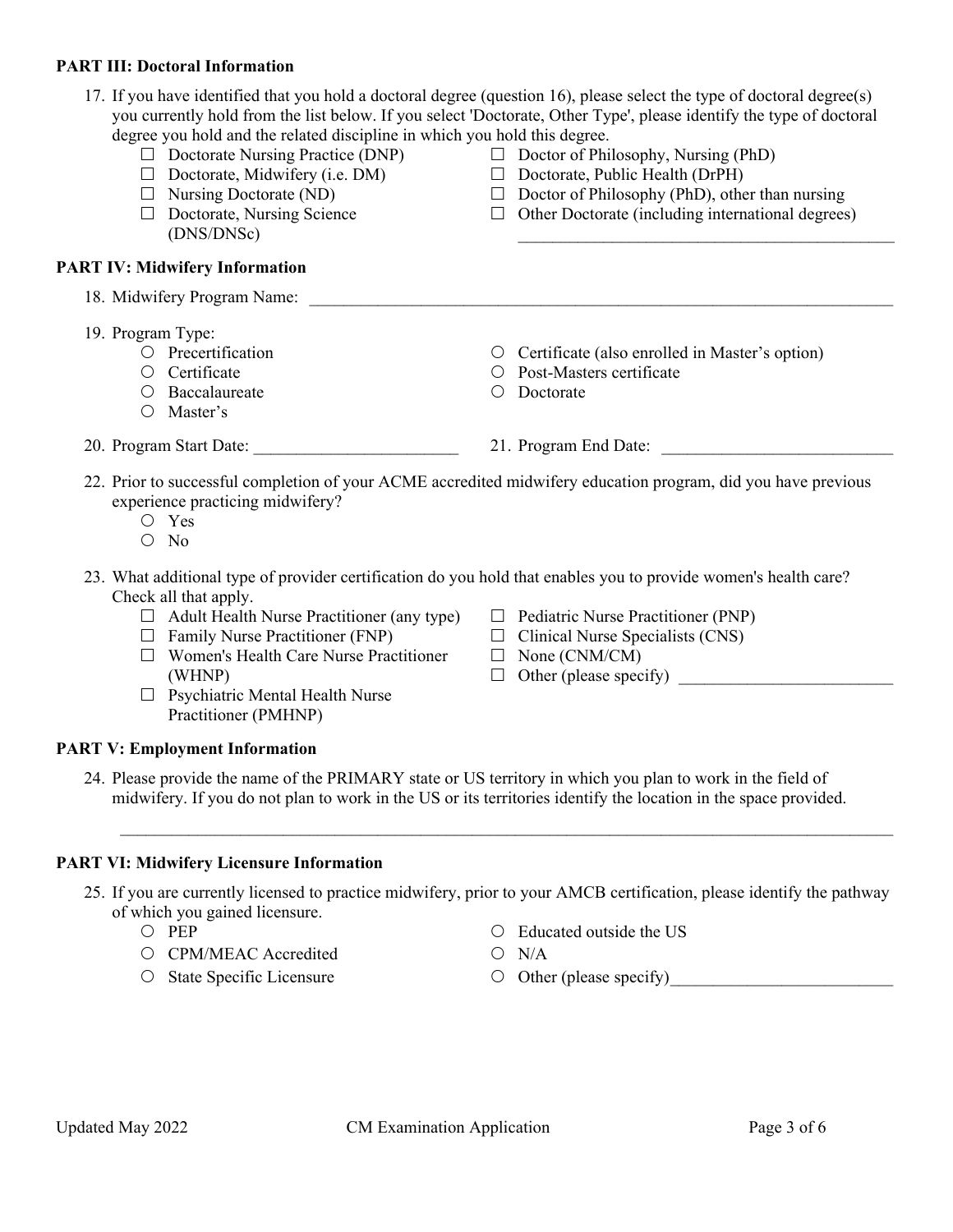**PART III: Doctoral Information**

17. If you have identified that you hold a doctoral degree (question 16), please select the type of doctoral degree(s) you currently hold from the list below. If you select 'Doctorate, Other Type', please identify the type of doctoral degree you hold and the related discipline in which you hold this degree.
    - ☐ Doctorate Nursing Practice (DNP)
    - ☐ Doctorate, Midwifery (i.e. DM)
    - ☐ Nursing Doctorate (ND)
    - ☐ Doctorate, Nursing Science (DNS/DNSc)
    - ☐ Doctor of Philosophy, Nursing (PhD)
    - ☐ Doctorate, Public Health (DrPH)
    - ☐ Doctor of Philosophy (PhD), other than nursing
    - ☐ Other Doctorate (including international degrees) ____________________________________________

**PART IV: Midwifery Information**

18. Midwifery Program Name: ______________________________________________________________________

19. Program Type:
    - ○ Precertification
    - ○ Certificate
    - ○ Baccalaureate
    - ○ Master's
    - ○ Certificate (also enrolled in Master's option)
    - ○ Post-Masters certificate
    - ○ Doctorate

20. Program Start Date: ________________________

21. Program End Date: __________________________

22. Prior to successful completion of your ACME accredited midwifery education program, did you have previous experience practicing midwifery?
    - ○ Yes
    - ○ No

23. What additional type of provider certification do you hold that enables you to provide women's health care? Check all that apply.
    - ☐ Adult Health Nurse Practitioner (any type)
    - ☐ Family Nurse Practitioner (FNP)
    - ☐ Women's Health Care Nurse Practitioner (WHNP)
    - ☐ Psychiatric Mental Health Nurse Practitioner (PMHNP)
    - ☐ Pediatric Nurse Practitioner (PNP)
    - ☐ Clinical Nurse Specialists (CNS)
    - ☐ None (CNM/CM)
    - ☐ Other (please specify) _________________________

**PART V: Employment Information**

24. Please provide the name of the PRIMARY state or US territory in which you plan to work in the field of midwifery. If you do not plan to work in the US or its territories identify the location in the space provided.

    ____________________________________________________________________________________________

**PART VI: Midwifery Licensure Information**

25. If you are currently licensed to practice midwifery, prior to your AMCB certification, please identify the pathway of which you gained licensure.
    - ○ PEP
    - ○ CPM/MEAC Accredited
    - ○ State Specific Licensure
    - ○ Educated outside the US
    - ○ N/A
    - ○ Other (please specify)_________________________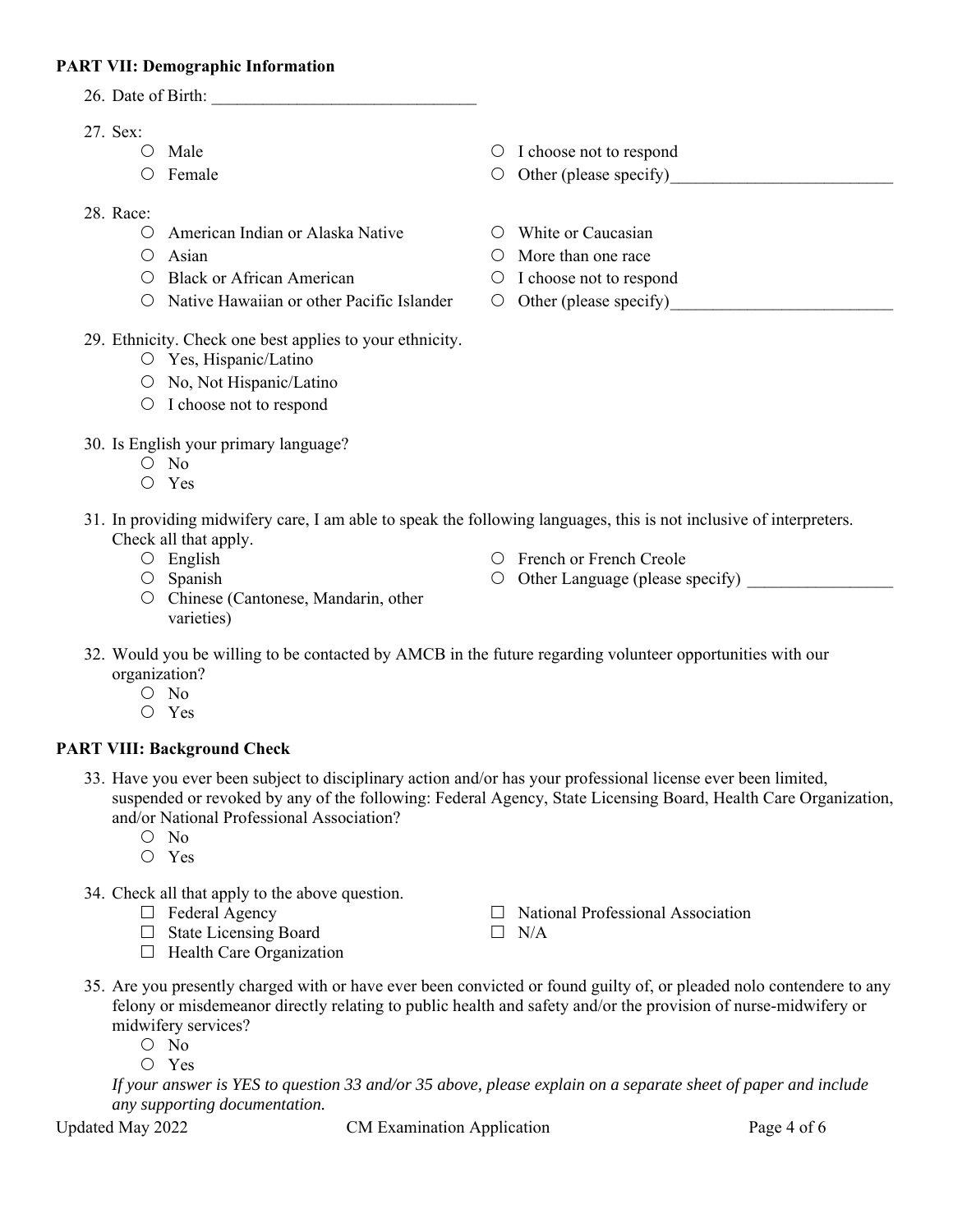**PART VII: Demographic Information**

26. Date of Birth: ______________________________

27. Sex:
    - ○ Male
    - ○ Female
    - ○ I choose not to respond
    - ○ Other (please specify)__________________________

28. Race:
    - ○ American Indian or Alaska Native
    - ○ Asian
    - ○ Black or African American
    - ○ Native Hawaiian or other Pacific Islander
    - ○ White or Caucasian
    - ○ More than one race
    - ○ I choose not to respond
    - ○ Other (please specify)__________________________

29. Ethnicity. Check one best applies to your ethnicity.
    - ○ Yes, Hispanic/Latino
    - ○ No, Not Hispanic/Latino
    - ○ I choose not to respond

30. Is English your primary language?
    - ○ No
    - ○ Yes

31. In providing midwifery care, I am able to speak the following languages, this is not inclusive of interpreters. Check all that apply.
    - ○ English
    - ○ Spanish
    - ○ Chinese (Cantonese, Mandarin, other varieties)
    - ○ French or French Creole
    - ○ Other Language (please specify) _________________

32. Would you be willing to be contacted by AMCB in the future regarding volunteer opportunities with our organization?
    - ○ No
    - ○ Yes

**PART VIII: Background Check**

33. Have you ever been subject to disciplinary action and/or has your professional license ever been limited, suspended or revoked by any of the following: Federal Agency, State Licensing Board, Health Care Organization, and/or National Professional Association?
    - ○ No
    - ○ Yes

34. Check all that apply to the above question.
    - ☐ Federal Agency
    - ☐ State Licensing Board
    - ☐ Health Care Organization
    - ☐ National Professional Association
    - ☐ N/A

35. Are you presently charged with or have ever been convicted or found guilty of, or pleaded nolo contendere to any felony or misdemeanor directly relating to public health and safety and/or the provision of nurse-midwifery or midwifery services?
    - ○ No
    - ○ Yes

    *If your answer is YES to question 33 and/or 35 above, please explain on a separate sheet of paper and include any supporting documentation.*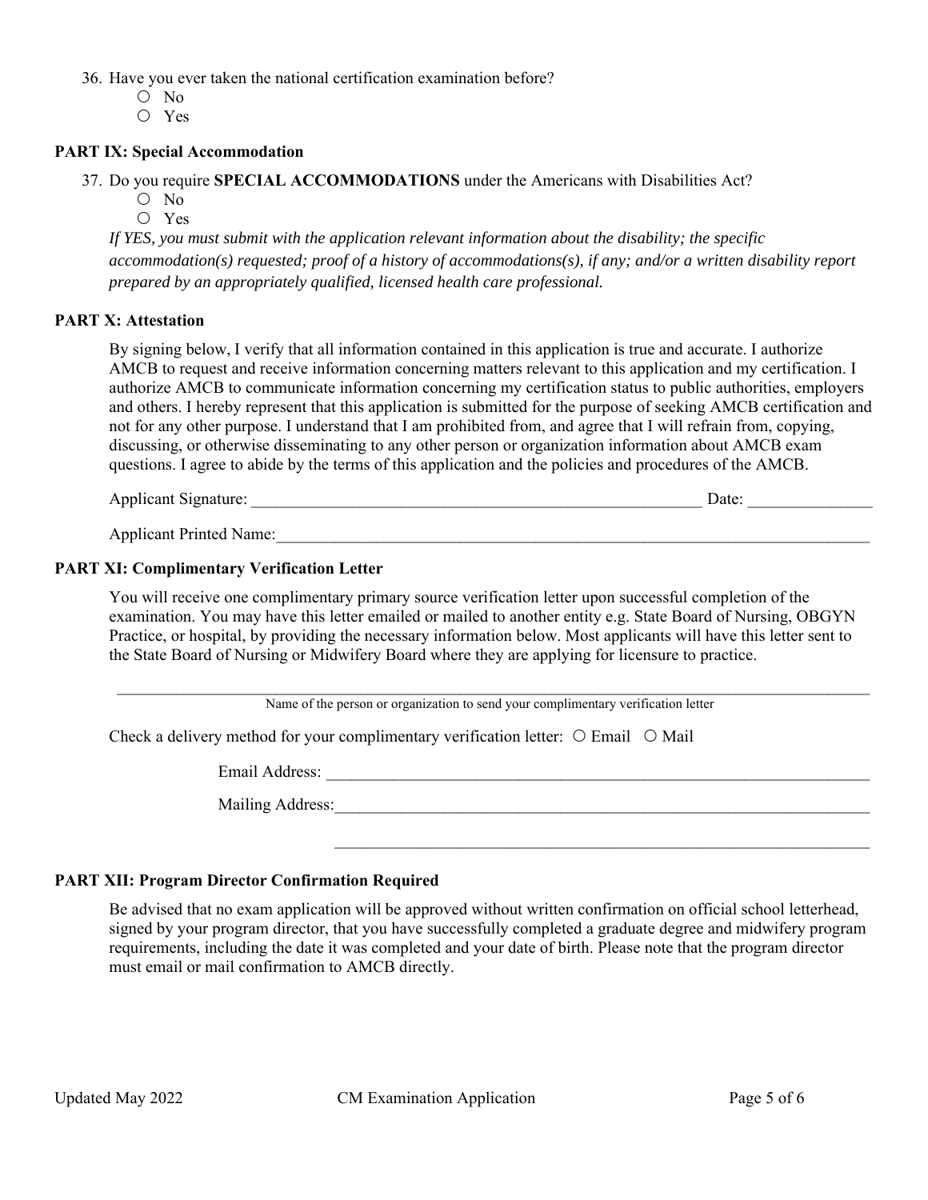36. Have you ever taken the national certification examination before?
    - ○ No
    - ○ Yes

**PART IX: Special Accommodation**

37. Do you require **SPECIAL ACCOMMODATIONS** under the Americans with Disabilities Act?
    - ○ No
    - ○ Yes

    *If YES, you must submit with the application relevant information about the disability; the specific accommodation(s) requested; proof of a history of accommodations(s), if any; and/or a written disability report prepared by an appropriately qualified, licensed health care professional.*

**PART X: Attestation**

By signing below, I verify that all information contained in this application is true and accurate. I authorize AMCB to request and receive information concerning matters relevant to this application and my certification. I authorize AMCB to communicate information concerning my certification status to public authorities, employers and others. I hereby represent that this application is submitted for the purpose of seeking AMCB certification and not for any other purpose. I understand that I am prohibited from, and agree that I will refrain from, copying, discussing, or otherwise disseminating to any other person or organization information about AMCB exam questions. I agree to abide by the terms of this application and the policies and procedures of the AMCB.

Applicant Signature: ______________________________________________ Date: ______________

Applicant Printed Name: ____________________________________________________________

**PART XI: Complimentary Verification Letter**

You will receive one complimentary primary source verification letter upon successful completion of the examination. You may have this letter emailed or mailed to another entity e.g. State Board of Nursing, OBGYN Practice, or hospital, by providing the necessary information below. Most applicants will have this letter sent to the State Board of Nursing or Midwifery Board where they are applying for licensure to practice.

______________________________________________________________________________

Name of the person or organization to send your complimentary verification letter

Check a delivery method for your complimentary verification letter: ○ Email ○ Mail

Email Address: ________________________________________________________

Mailing Address: ______________________________________________________

________________________________________________________

**PART XII: Program Director Confirmation Required**

Be advised that no exam application will be approved without written confirmation on official school letterhead, signed by your program director, that you have successfully completed a graduate degree and midwifery program requirements, including the date it was completed and your date of birth. Please note that the program director must email or mail confirmation to AMCB directly.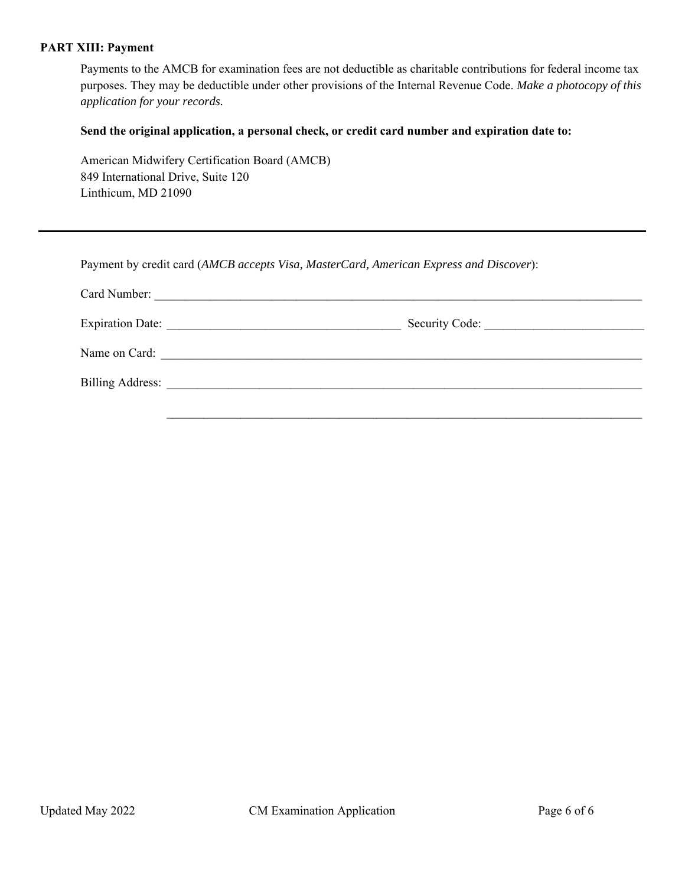**PART XIII: Payment**

Payments to the AMCB for examination fees are not deductible as charitable contributions for federal income tax purposes. They may be deductible under other provisions of the Internal Revenue Code. *Make a photocopy of this application for your records.*

**Send the original application, a personal check, or credit card number and expiration date to:**

American Midwifery Certification Board (AMCB)
849 International Drive, Suite 120
Linthicum, MD 21090

---

Payment by credit card (*AMCB accepts Visa, MasterCard, American Express and Discover*):

Card Number: ______________________________________________

Expiration Date: ______________________ Security Code: ______________

Name on Card: ______________________________________________

Billing Address: ______________________________________________

______________________________________________